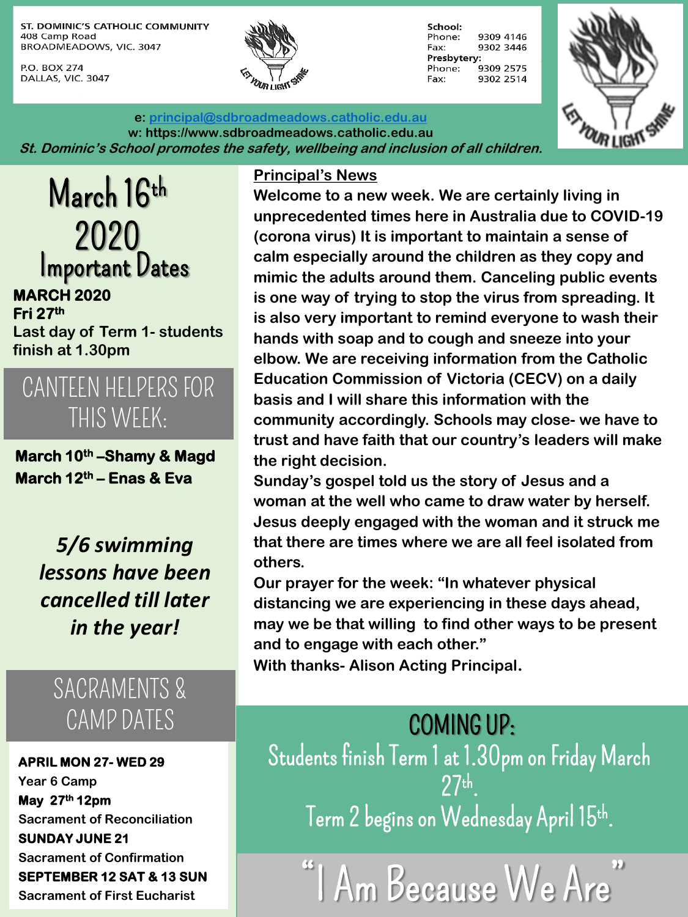ST. DOMINIC'S CATHOLIC COMMUNITY
408 Camp Road
BROADMEADOWS, VIC. 3047

P.O. BOX 274
DALLAS, VIC. 3047

**School:**
Phone: 9309 4146
Fax: 9302 3446
**Presbytery:**
Phone: 9309 2575
Fax: 9302 2514

**e: principal@sdbroadmeadows.catholic.edu.au**
**w: https://www.sdbroadmeadows.catholic.edu.au**
***St. Dominic's School promotes the safety, wellbeing and inclusion of all children.***

# March 16th 2020

## Important Dates

**MARCH 2020**
**Fri 27th**
Last day of Term 1- students finish at 1.30pm

## CANTEEN HELPERS FOR THIS WEEK:

**March 10th –Shamy & Magd**
**March 12th – Enas & Eva**

***5/6 swimming lessons have been cancelled till later in the year!***

## SACRAMENTS & CAMP DATES

**APRIL MON 27- WED 29**
Year 6 Camp
**May 27th 12pm**
Sacrament of Reconciliation
**SUNDAY JUNE 21**
Sacrament of Confirmation
**SEPTEMBER 12 SAT & 13 SUN**
Sacrament of First Eucharist

## Principal's News

**Welcome to a new week. We are certainly living in unprecedented times here in Australia due to COVID-19 (corona virus) It is important to maintain a sense of calm especially around the children as they copy and mimic the adults around them. Canceling public events is one way of trying to stop the virus from spreading. It is also very important to remind everyone to wash their hands with soap and to cough and sneeze into your elbow. We are receiving information from the Catholic Education Commission of Victoria (CECV) on a daily basis and I will share this information with the community accordingly. Schools may close- we have to trust and have faith that our country's leaders will make the right decision.**

**Sunday's gospel told us the story of Jesus and a woman at the well who came to draw water by herself. Jesus deeply engaged with the woman and it struck me that there are times where we are all feel isolated from others.**

**Our prayer for the week: "In whatever physical distancing we are experiencing in these days ahead, may we be that willing to find other ways to be present and to engage with each other."**

**With thanks- Alison Acting Principal.**

## COMING UP:

Students finish Term 1 at 1.30pm on Friday March 27th.

Term 2 begins on Wednesday April 15th.

# "I Am Because We Are"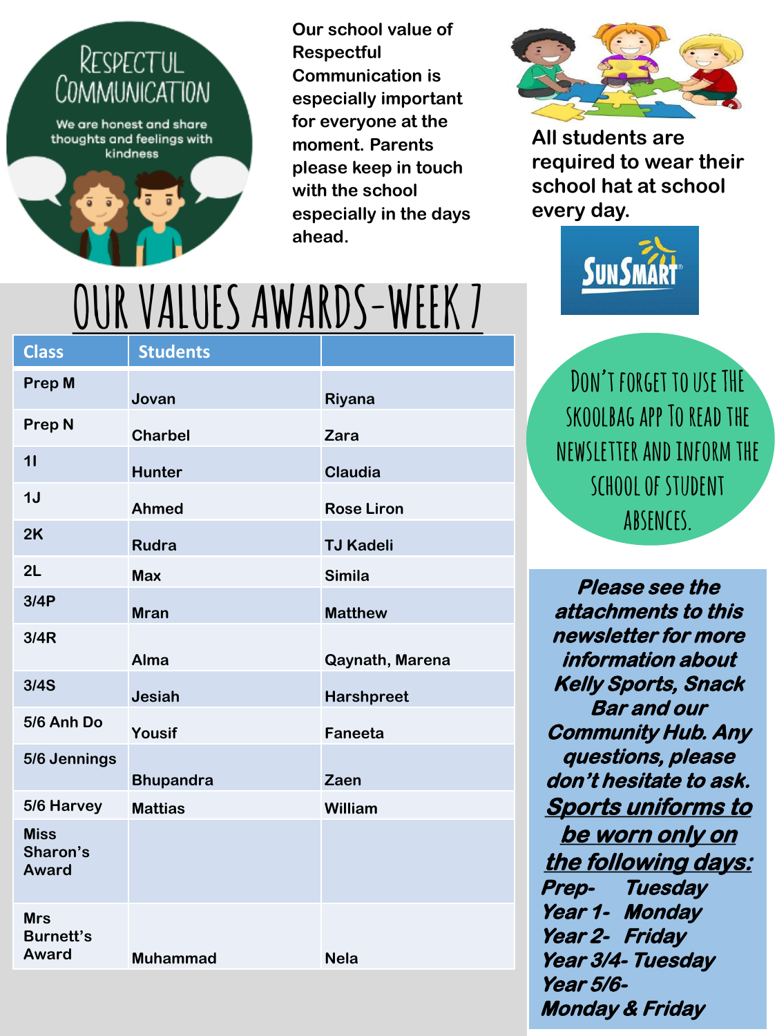## Respectful Communication

We are honest and share thoughts and feelings with kindness

Our school value of Respectful Communication is especially important for everyone at the moment. Parents please keep in touch with the school especially in the days ahead.

All students are required to wear their school hat at school every day.

SunSmart

# OUR VALUES AWARDS-WEEK 7

| Class | Students | |
|---|---|---|
| Prep M | Jovan | Riyana |
| Prep N | Charbel | Zara |
| 1I | Hunter | Claudia |
| 1J | Ahmed | Rose Liron |
| 2K | Rudra | TJ Kadeli |
| 2L | Max | Simila |
| 3/4P | Mran | Matthew |
| 3/4R | Alma | Qaynath, Marena |
| 3/4S | Jesiah | Harshpreet |
| 5/6 Anh Do | Yousif | Faneeta |
| 5/6 Jennings | Bhupandra | Zaen |
| 5/6 Harvey | Mattias | William |
| Miss Sharon's Award | | |
| Mrs Burnett's Award | Muhammad | Nela |

DON'T FORGET TO USE THE SKOOLBAG APP TO READ THE NEWSLETTER AND INFORM THE SCHOOL OF STUDENT ABSENCES.

***Please see the attachments to this newsletter for more information about Kelly Sports, Snack Bar and our Community Hub. Any questions, please don't hesitate to ask.***

***Sports uniforms to be worn only on the following days:***

***Prep- Tuesday***
***Year 1- Monday***
***Year 2- Friday***
***Year 3/4- Tuesday***
***Year 5/6- Monday & Friday***